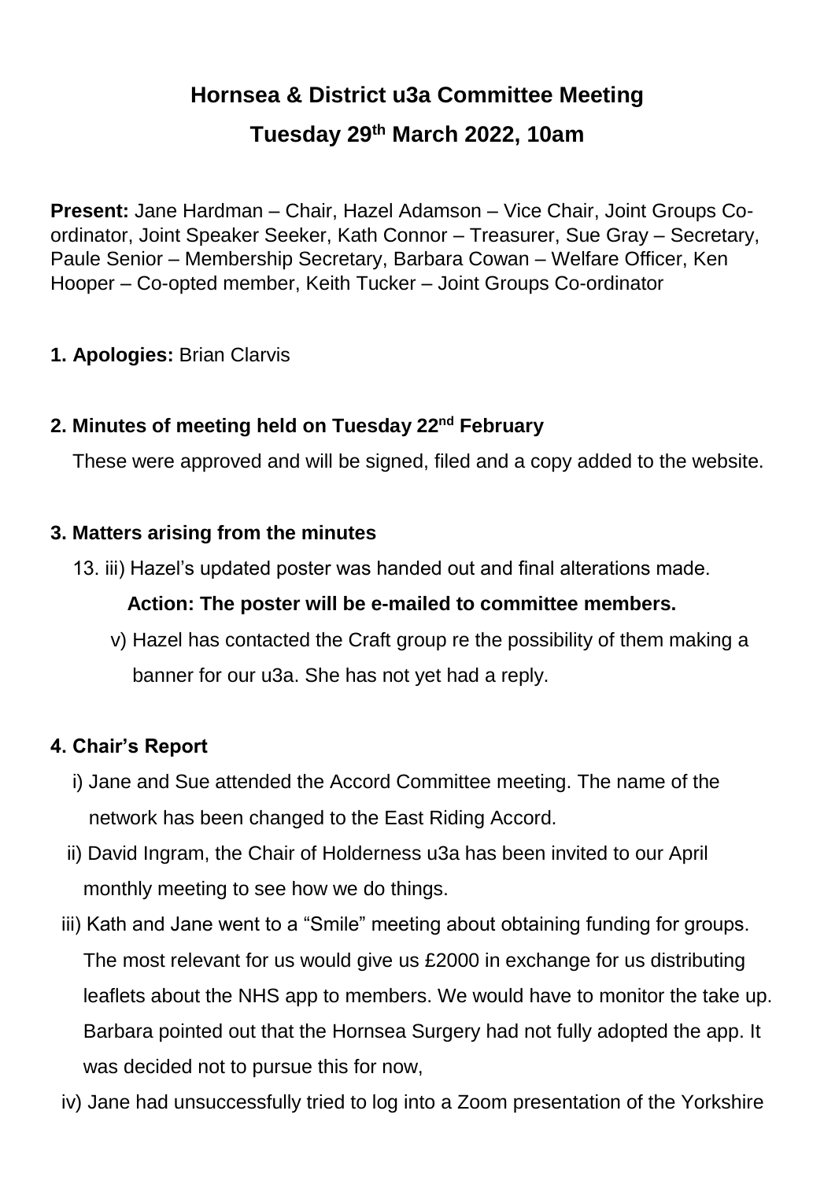# Hornsea & District u3a Committee Meeting

## Tuesday 29th March 2022, 10am

**Present:** Jane Hardman – Chair, Hazel Adamson – Vice Chair, Joint Groups Co-ordinator, Joint Speaker Seeker, Kath Connor – Treasurer, Sue Gray – Secretary, Paule Senior – Membership Secretary, Barbara Cowan – Welfare Officer, Ken Hooper – Co-opted member, Keith Tucker – Joint Groups Co-ordinator

**1. Apologies:** Brian Clarvis

**2. Minutes of meeting held on Tuesday 22nd February**

These were approved and will be signed, filed and a copy added to the website.

**3. Matters arising from the minutes**

13. iii) Hazel's updated poster was handed out and final alterations made.

**Action: The poster will be e-mailed to committee members.**

v) Hazel has contacted the Craft group re the possibility of them making a banner for our u3a. She has not yet had a reply.

**4. Chair's Report**

i) Jane and Sue attended the Accord Committee meeting. The name of the network has been changed to the East Riding Accord.

ii) David Ingram, the Chair of Holderness u3a has been invited to our April monthly meeting to see how we do things.

iii) Kath and Jane went to a "Smile" meeting about obtaining funding for groups. The most relevant for us would give us £2000 in exchange for us distributing leaflets about the NHS app to members. We would have to monitor the take up. Barbara pointed out that the Hornsea Surgery had not fully adopted the app. It was decided not to pursue this for now,

iv) Jane had unsuccessfully tried to log into a Zoom presentation of the Yorkshire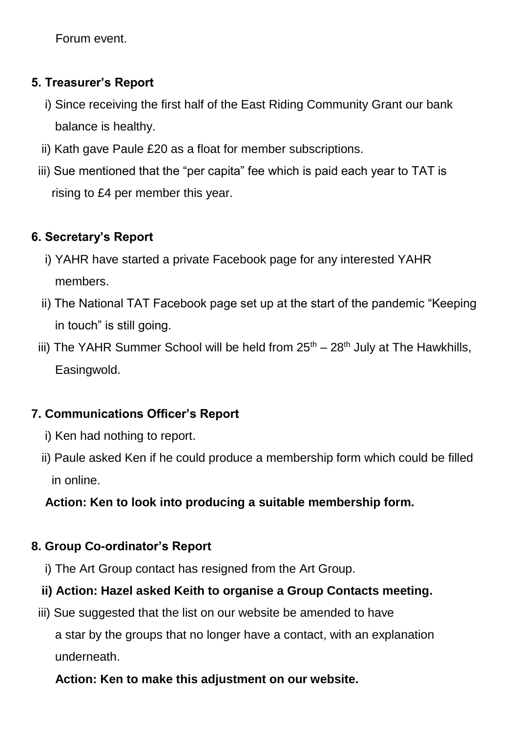Forum event.

**5. Treasurer's Report**

i) Since receiving the first half of the East Riding Community Grant our bank balance is healthy.

ii) Kath gave Paule £20 as a float for member subscriptions.

iii) Sue mentioned that the "per capita" fee which is paid each year to TAT is rising to £4 per member this year.

**6. Secretary's Report**

i) YAHR have started a private Facebook page for any interested YAHR members.

ii) The National TAT Facebook page set up at the start of the pandemic "Keeping in touch" is still going.

iii) The YAHR Summer School will be held from 25th – 28th July at The Hawkhills, Easingwold.

**7. Communications Officer's Report**

i) Ken had nothing to report.

ii) Paule asked Ken if he could produce a membership form which could be filled in online.

**Action: Ken to look into producing a suitable membership form.**

**8. Group Co-ordinator's Report**

i) The Art Group contact has resigned from the Art Group.

**ii) Action: Hazel asked Keith to organise a Group Contacts meeting.**

iii) Sue suggested that the list on our website be amended to have a star by the groups that no longer have a contact, with an explanation underneath.

**Action: Ken to make this adjustment on our website.**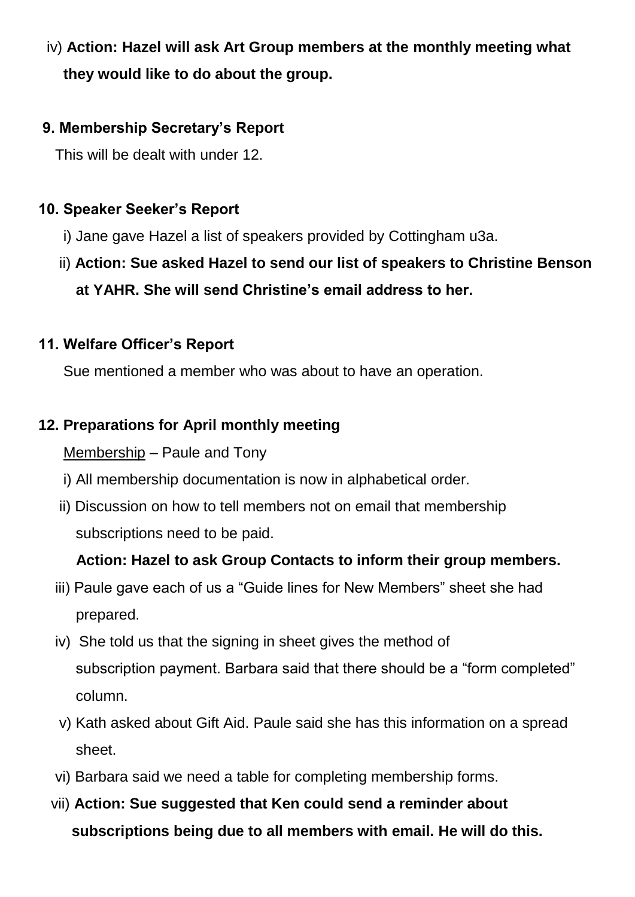iv) **Action: Hazel will ask Art Group members at the monthly meeting what they would like to do about the group.**

**9. Membership Secretary's Report**

This will be dealt with under 12.

**10. Speaker Seeker's Report**

i) Jane gave Hazel a list of speakers provided by Cottingham u3a.

ii) **Action: Sue asked Hazel to send our list of speakers to Christine Benson at YAHR. She will send Christine's email address to her.**

**11. Welfare Officer's Report**

Sue mentioned a member who was about to have an operation.

**12. Preparations for April monthly meeting**

<u>Membership</u> – Paule and Tony

i) All membership documentation is now in alphabetical order.

ii) Discussion on how to tell members not on email that membership subscriptions need to be paid.

**Action: Hazel to ask Group Contacts to inform their group members.**

iii) Paule gave each of us a "Guide lines for New Members" sheet she had prepared.

iv) She told us that the signing in sheet gives the method of subscription payment. Barbara said that there should be a "form completed" column.

v) Kath asked about Gift Aid. Paule said she has this information on a spread sheet.

vi) Barbara said we need a table for completing membership forms.

vii) **Action: Sue suggested that Ken could send a reminder about subscriptions being due to all members with email. He will do this.**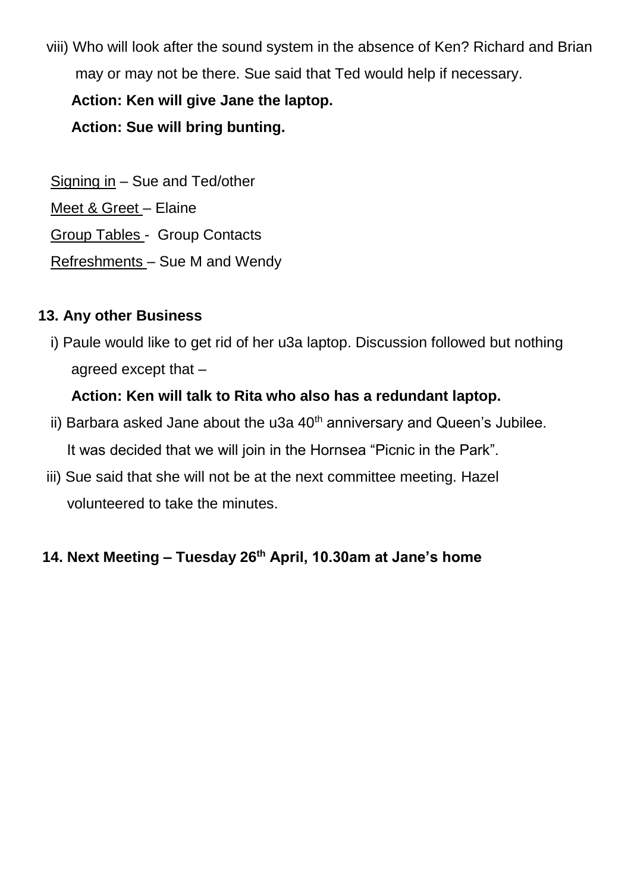viii) Who will look after the sound system in the absence of Ken? Richard and Brian may or may not be there. Sue said that Ted would help if necessary.

**Action: Ken will give Jane the laptop.**

**Action: Sue will bring bunting.**

Signing in – Sue and Ted/other

Meet & Greet – Elaine

Group Tables - Group Contacts

Refreshments – Sue M and Wendy

**13. Any other Business**

i) Paule would like to get rid of her u3a laptop. Discussion followed but nothing agreed except that –

**Action: Ken will talk to Rita who also has a redundant laptop.**

ii) Barbara asked Jane about the u3a 40th anniversary and Queen's Jubilee. It was decided that we will join in the Hornsea "Picnic in the Park".

iii) Sue said that she will not be at the next committee meeting. Hazel volunteered to take the minutes.

**14. Next Meeting – Tuesday 26th April, 10.30am at Jane's home**